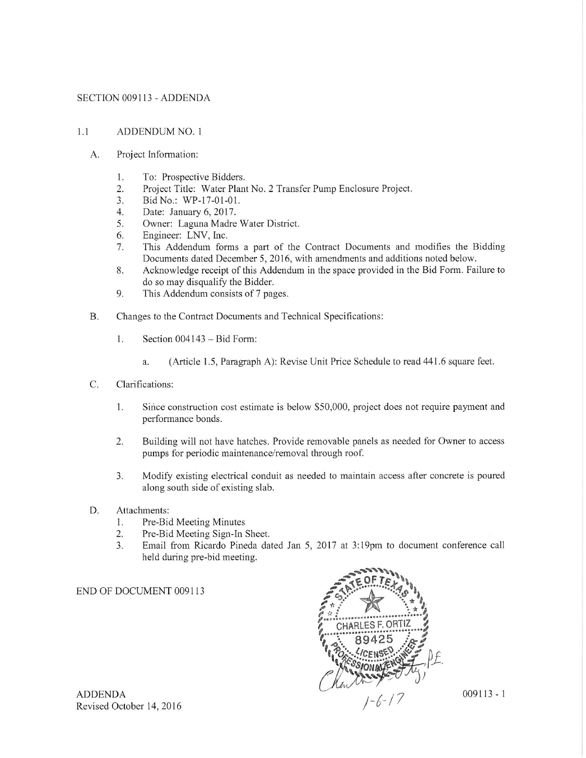# SECTION 009113 - ADDENDA

## 1.1 ADDENDUM NO. 1

A. Project Information:

1. To: Prospective Bidders.
2. Project Title: Water Plant No. 2 Transfer Pump Enclosure Project.
3. Bid No.: WP-17-01-01.
4. Date: January 6, 2017.
5. Owner: Laguna Madre Water District.
6. Engineer: LNV, Inc.
7. This Addendum forms a part of the Contract Documents and modifies the Bidding Documents dated December 5, 2016, with amendments and additions noted below.
8. Acknowledge receipt of this Addendum in the space provided in the Bid Form. Failure to do so may disqualify the Bidder.
9. This Addendum consists of 7 pages.

B. Changes to the Contract Documents and Technical Specifications:

1. Section 004143 – Bid Form:

   a. (Article 1.5, Paragraph A): Revise Unit Price Schedule to read 441.6 square feet.

C. Clarifications:

1. Since construction cost estimate is below $50,000, project does not require payment and performance bonds.

2. Building will not have hatches. Provide removable panels as needed for Owner to access pumps for periodic maintenance/removal through roof.

3. Modify existing electrical conduit as needed to maintain access after concrete is poured along south side of existing slab.

D. Attachments:

1. Pre-Bid Meeting Minutes
2. Pre-Bid Meeting Sign-In Sheet.
3. Email from Ricardo Pineda dated Jan 5, 2017 at 3:19pm to document conference call held during pre-bid meeting.

END OF DOCUMENT 009113

STATE OF TEXAS
CHARLES F. ORTIZ
89425
LICENSED PROFESSIONAL ENGINEER

Charles F. Ortiz, P.E.
1-6-17

ADDENDA
Revised October 14, 2016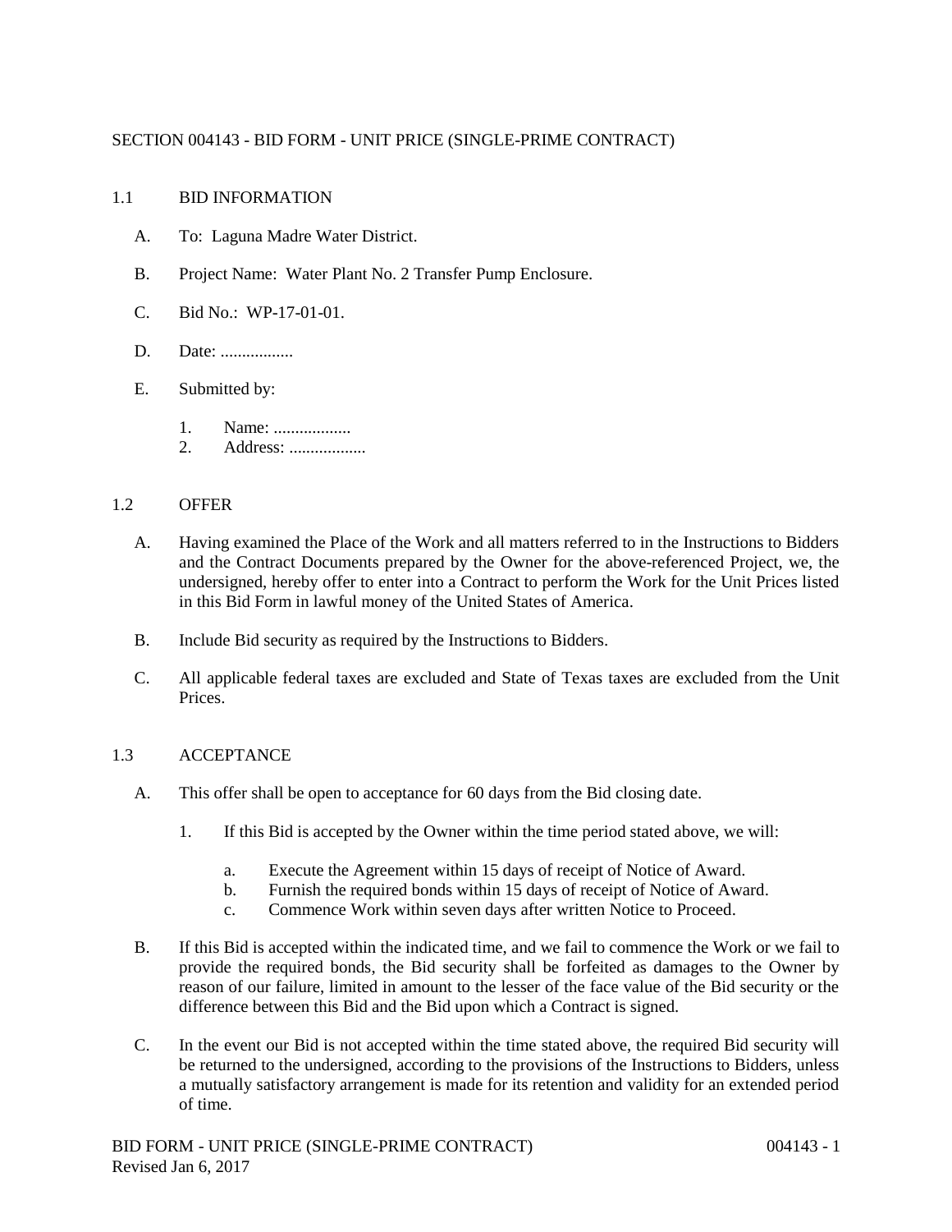# SECTION 004143 - BID FORM - UNIT PRICE (SINGLE-PRIME CONTRACT)

## 1.1 BID INFORMATION

A. To: Laguna Madre Water District.

B. Project Name: Water Plant No. 2 Transfer Pump Enclosure.

C. Bid No.: WP-17-01-01.

D. Date: .................

E. Submitted by:

1. Name: ..................
2. Address: .................

## 1.2 OFFER

A. Having examined the Place of the Work and all matters referred to in the Instructions to Bidders and the Contract Documents prepared by the Owner for the above-referenced Project, we, the undersigned, hereby offer to enter into a Contract to perform the Work for the Unit Prices listed in this Bid Form in lawful money of the United States of America.

B. Include Bid security as required by the Instructions to Bidders.

C. All applicable federal taxes are excluded and State of Texas taxes are excluded from the Unit Prices.

## 1.3 ACCEPTANCE

A. This offer shall be open to acceptance for 60 days from the Bid closing date.

1. If this Bid is accepted by the Owner within the time period stated above, we will:

   a. Execute the Agreement within 15 days of receipt of Notice of Award.
   b. Furnish the required bonds within 15 days of receipt of Notice of Award.
   c. Commence Work within seven days after written Notice to Proceed.

B. If this Bid is accepted within the indicated time, and we fail to commence the Work or we fail to provide the required bonds, the Bid security shall be forfeited as damages to the Owner by reason of our failure, limited in amount to the lesser of the face value of the Bid security or the difference between this Bid and the Bid upon which a Contract is signed.

C. In the event our Bid is not accepted within the time stated above, the required Bid security will be returned to the undersigned, according to the provisions of the Instructions to Bidders, unless a mutually satisfactory arrangement is made for its retention and validity for an extended period of time.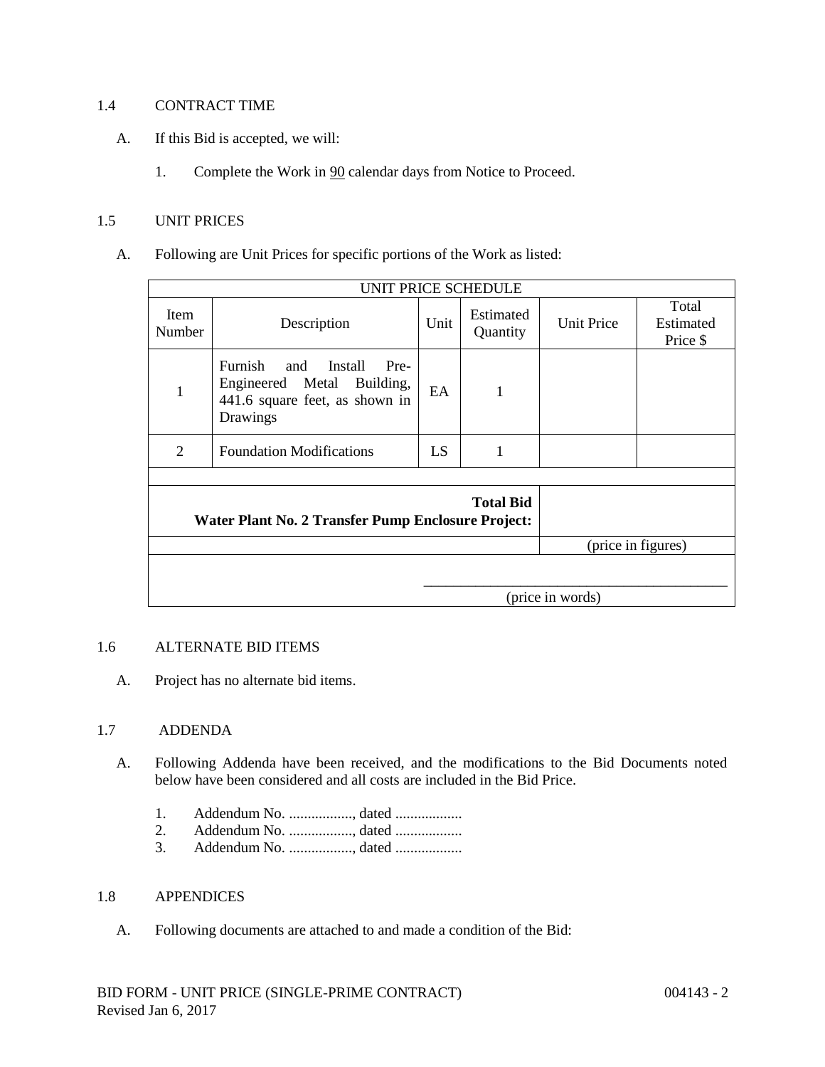## 1.4 CONTRACT TIME

A. If this Bid is accepted, we will:

1. Complete the Work in 90 calendar days from Notice to Proceed.

## 1.5 UNIT PRICES

A. Following are Unit Prices for specific portions of the Work as listed:

| UNIT PRICE SCHEDULE | | | | | |
|---|---|---|---|---|---|
| Item Number | Description | Unit | Estimated Quantity | Unit Price | Total Estimated Price $ |
| 1 | Furnish and Install Pre-Engineered Metal Building, 441.6 square feet, as shown in Drawings | EA | 1 | | |
| 2 | Foundation Modifications | LS | 1 | | |
| | | | | | |
| **Total Bid Water Plant No. 2 Transfer Pump Enclosure Project:** | | | | | |
| | | | | (price in figures) | |
| _______________________________________ (price in words) | | | | | |

## 1.6 ALTERNATE BID ITEMS

A. Project has no alternate bid items.

## 1.7 ADDENDA

A. Following Addenda have been received, and the modifications to the Bid Documents noted below have been considered and all costs are included in the Bid Price.

1. Addendum No. ................., dated ..................
2. Addendum No. ................., dated ..................
3. Addendum No. ................., dated ..................

## 1.8 APPENDICES

A. Following documents are attached to and made a condition of the Bid: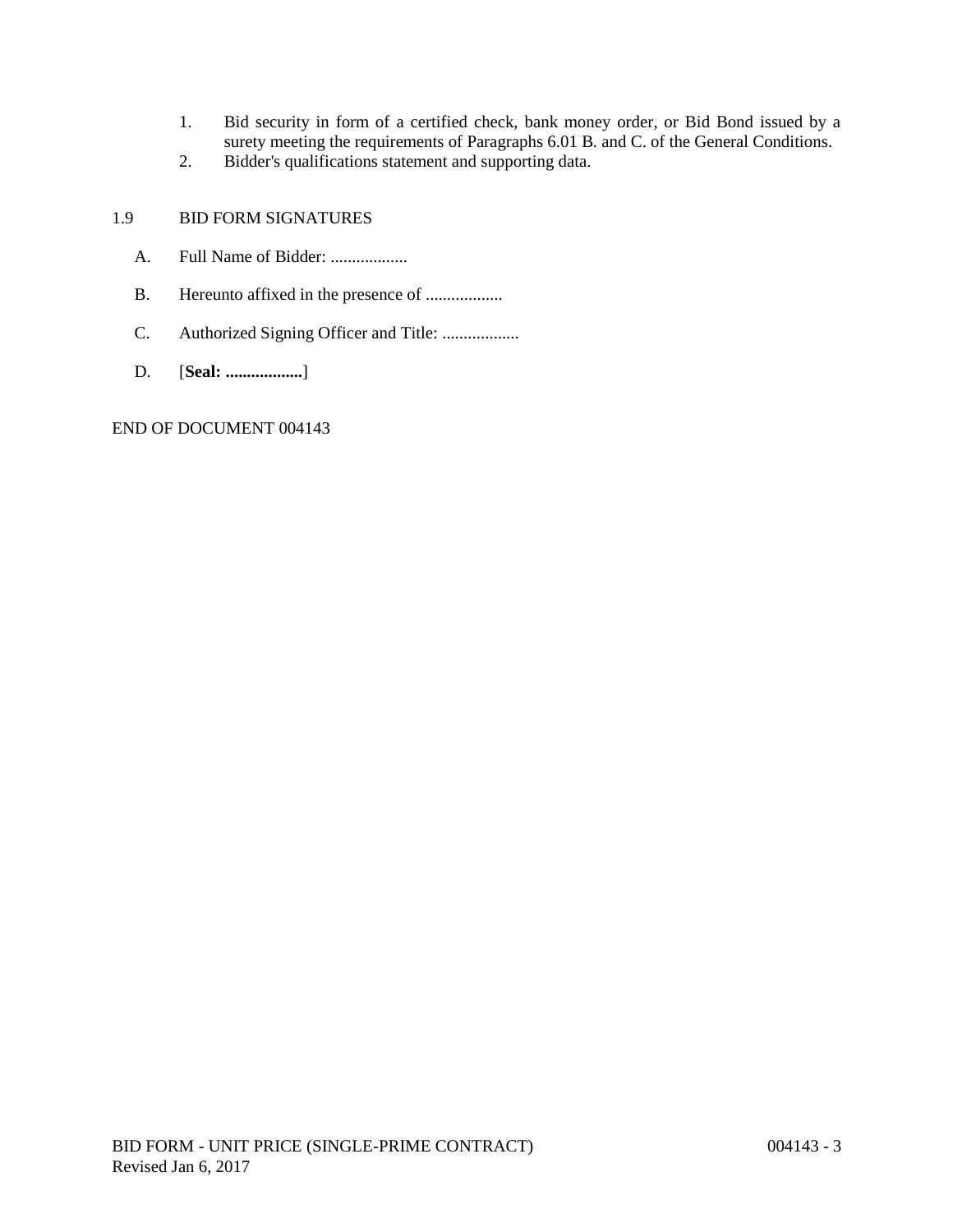1. Bid security in form of a certified check, bank money order, or Bid Bond issued by a surety meeting the requirements of Paragraphs 6.01 B. and C. of the General Conditions.
2. Bidder's qualifications statement and supporting data.

## 1.9 BID FORM SIGNATURES

A. Full Name of Bidder: ..................

B. Hereunto affixed in the presence of ..................

C. Authorized Signing Officer and Title: ..................

D. [**Seal: ..................**]

END OF DOCUMENT 004143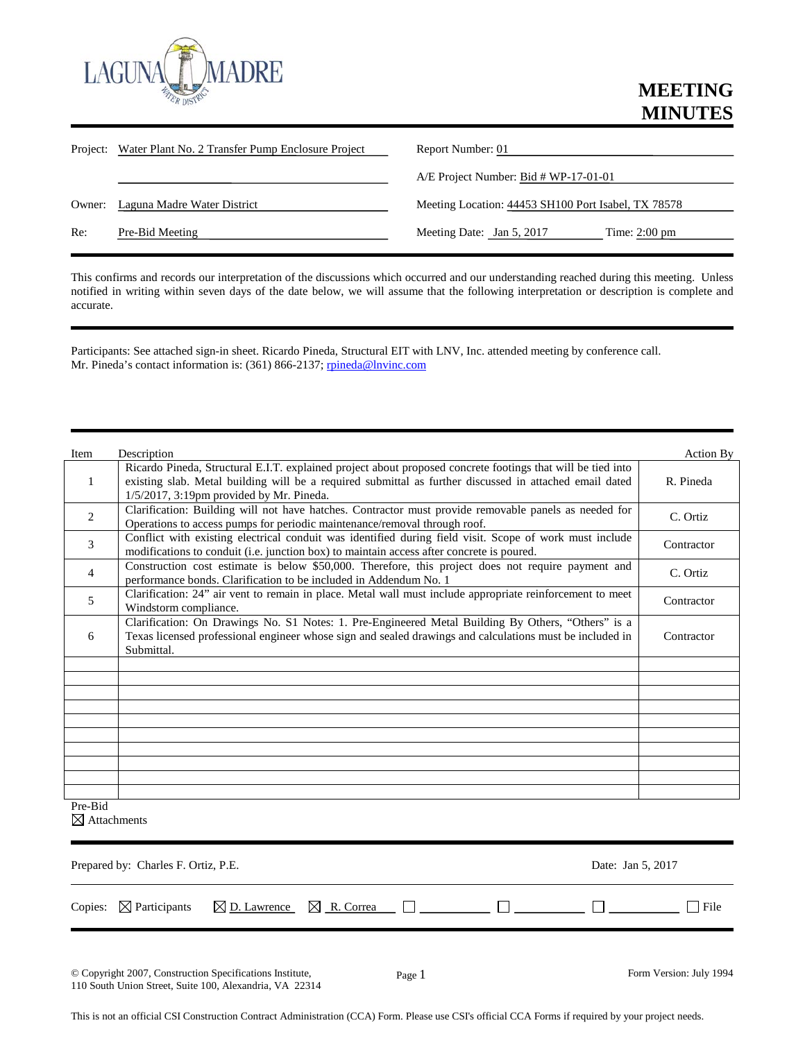LAGUNA MADRE WATER DISTRICT

# MEETING MINUTES

| | | | |
|---|---|---|---|
| Project: | Water Plant No. 2 Transfer Pump Enclosure Project | Report Number: | 01 |
| | | A/E Project Number: | Bid # WP-17-01-01 |
| Owner: | Laguna Madre Water District | Meeting Location: | 44453 SH100 Port Isabel, TX 78578 |
| Re: | Pre-Bid Meeting | Meeting Date: | Jan 5, 2017 Time: 2:00 pm |

This confirms and records our interpretation of the discussions which occurred and our understanding reached during this meeting. Unless notified in writing within seven days of the date below, we will assume that the following interpretation or description is complete and accurate.

Participants: See attached sign-in sheet. Ricardo Pineda, Structural EIT with LNV, Inc. attended meeting by conference call. Mr. Pineda's contact information is: (361) 866-2137; rpineda@lnvinc.com

| Item | Description | Action By |
|---|---|---|
| 1 | Ricardo Pineda, Structural E.I.T. explained project about proposed concrete footings that will be tied into existing slab. Metal building will be a required submittal as further discussed in attached email dated 1/5/2017, 3:19pm provided by Mr. Pineda. | R. Pineda |
| 2 | Clarification: Building will not have hatches. Contractor must provide removable panels as needed for Operations to access pumps for periodic maintenance/removal through roof. | C. Ortiz |
| 3 | Conflict with existing electrical conduit was identified during field visit. Scope of work must include modifications to conduit (i.e. junction box) to maintain access after concrete is poured. | Contractor |
| 4 | Construction cost estimate is below $50,000. Therefore, this project does not require payment and performance bonds. Clarification to be included in Addendum No. 1 | C. Ortiz |
| 5 | Clarification: 24" air vent to remain in place. Metal wall must include appropriate reinforcement to meet Windstorm compliance. | Contractor |
| 6 | Clarification: On Drawings No. S1 Notes: 1. Pre-Engineered Metal Building By Others, "Others" is a Texas licensed professional engineer whose sign and sealed drawings and calculations must be included in Submittal. | Contractor |
| | | |
| | | |
| | | |
| | | |
| | | |
| | | |
| | | |
| | | |
| | | |
| | | |

Pre-Bid

☒ Attachments

Prepared by: Charles F. Ortiz, P.E. Date: Jan 5, 2017

Copies: ☒ Participants ☒ D. Lawrence ☒ R. Correa ☐ ☐ ☐ ☐ File

© Copyright 2007, Construction Specifications Institute, 110 South Union Street, Suite 100, Alexandria, VA 22314

Form Version: July 1994

This is not an official CSI Construction Contract Administration (CCA) Form. Please use CSI's official CCA Forms if required by your project needs.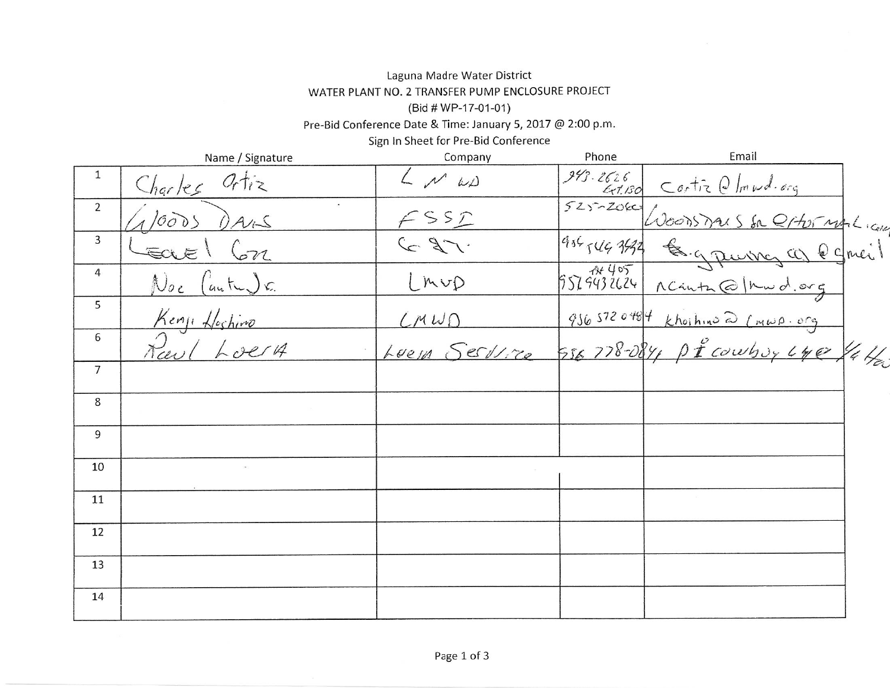Laguna Madre Water District

WATER PLANT NO. 2 TRANSFER PUMP ENCLOSURE PROJECT

(Bid # WP-17-01-01)

Pre-Bid Conference Date & Time: January 5, 2017 @ 2:00 p.m.

Sign In Sheet for Pre-Bid Conference

| | Name / Signature | Company | Phone | Email |
|---|---|---|---|---|
| 1 | Charles Ortiz | LMWD | 943-2626 Ext. 130 | Cortiz@lmwd.org |
| 2 | Woods Davis | FSSI | 525-2060 | Woodsdavis for @hotmail.com |
| 3 | Leonel Garza | G&T | 956 546 3442 | g.paving@gmail |
| 4 | Noe Cantu Jr. | LMWD | Ext 405 956 943 2626 | ncantu@lmwd.org |
| 5 | Kenji Hoshino | LMWD | 956 572 0484 | khoshino@lmwd.org |
| 6 | Raul Loera | Loera Service | 956 778-0841 | p1cowboy L4@ Hot |
| 7 | | | | |
| 8 | | | | |
| 9 | | | | |
| 10 | | | | |
| 11 | | | | |
| 12 | | | | |
| 13 | | | | |
| 14 | | | | |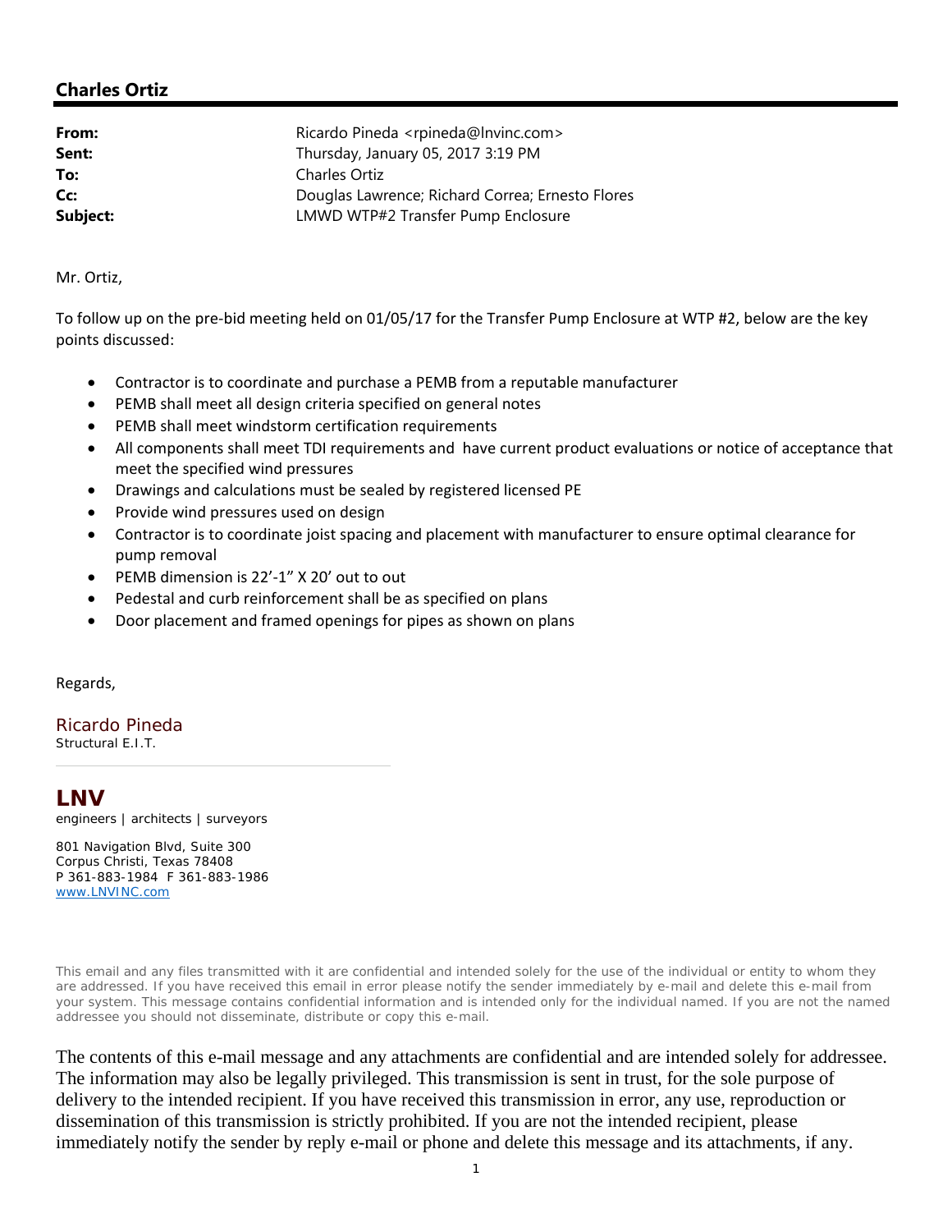# Charles Ortiz

**From:** Ricardo Pineda <rpineda@lnvinc.com>
**Sent:** Thursday, January 05, 2017 3:19 PM
**To:** Charles Ortiz
**Cc:** Douglas Lawrence; Richard Correa; Ernesto Flores
**Subject:** LMWD WTP#2 Transfer Pump Enclosure

Mr. Ortiz,

To follow up on the pre-bid meeting held on 01/05/17 for the Transfer Pump Enclosure at WTP #2, below are the key points discussed:

- Contractor is to coordinate and purchase a PEMB from a reputable manufacturer
- PEMB shall meet all design criteria specified on general notes
- PEMB shall meet windstorm certification requirements
- All components shall meet TDI requirements and have current product evaluations or notice of acceptance that meet the specified wind pressures
- Drawings and calculations must be sealed by registered licensed PE
- Provide wind pressures used on design
- Contractor is to coordinate joist spacing and placement with manufacturer to ensure optimal clearance for pump removal
- PEMB dimension is 22'-1" X 20' out to out
- Pedestal and curb reinforcement shall be as specified on plans
- Door placement and framed openings for pipes as shown on plans

Regards,

Ricardo Pineda
Structural E.I.T.

**LNV**
engineers | architects | surveyors

801 Navigation Blvd, Suite 300
Corpus Christi, Texas 78408
P 361-883-1984 F 361-883-1986
www.LNVINC.com

This email and any files transmitted with it are confidential and intended solely for the use of the individual or entity to whom they are addressed. If you have received this email in error please notify the sender immediately by e-mail and delete this e-mail from your system. This message contains confidential information and is intended only for the individual named. If you are not the named addressee you should not disseminate, distribute or copy this e-mail.

The contents of this e-mail message and any attachments are confidential and are intended solely for addressee. The information may also be legally privileged. This transmission is sent in trust, for the sole purpose of delivery to the intended recipient. If you have received this transmission in error, any use, reproduction or dissemination of this transmission is strictly prohibited. If you are not the intended recipient, please immediately notify the sender by reply e-mail or phone and delete this message and its attachments, if any.